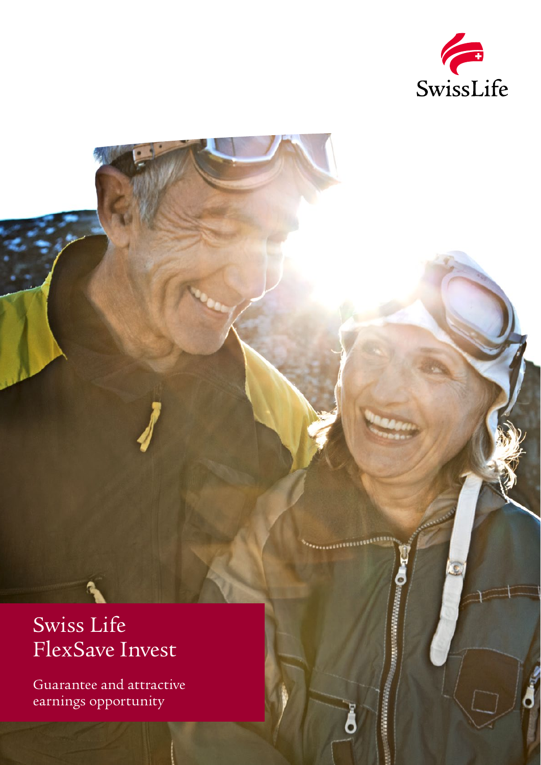SwissLife

# Swiss Life FlexSave Invest

Guarantee and attractive earnings opportunity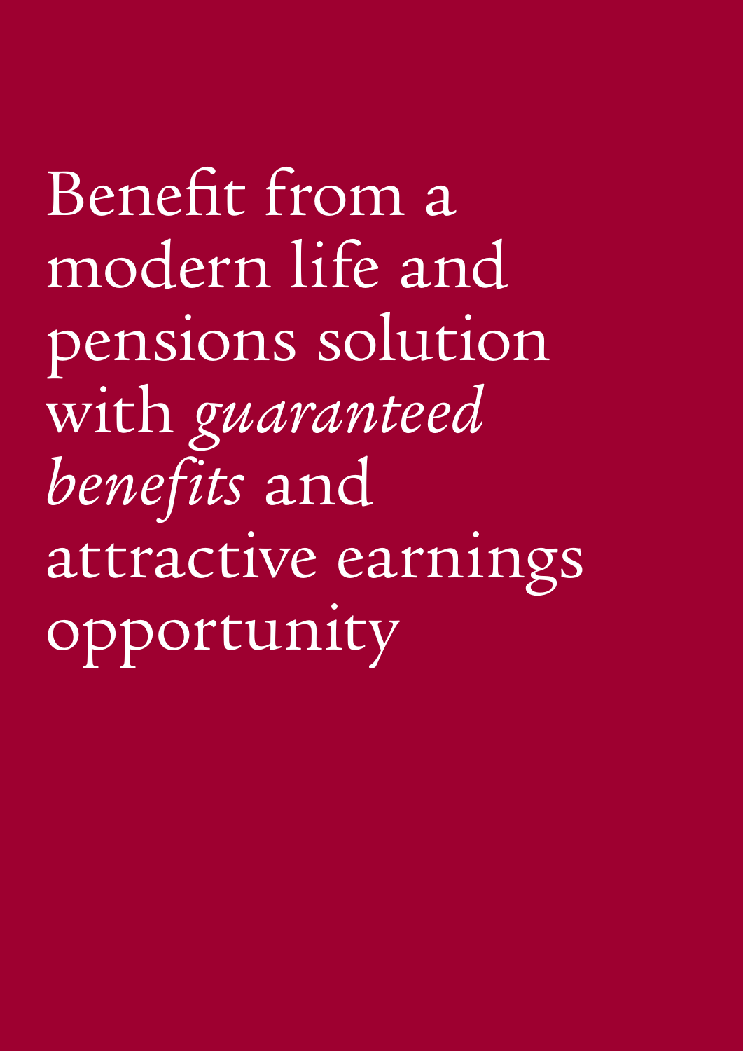# Benefit from a modern life and pensions solution with *guaranteed benefits* and attractive earnings opportunity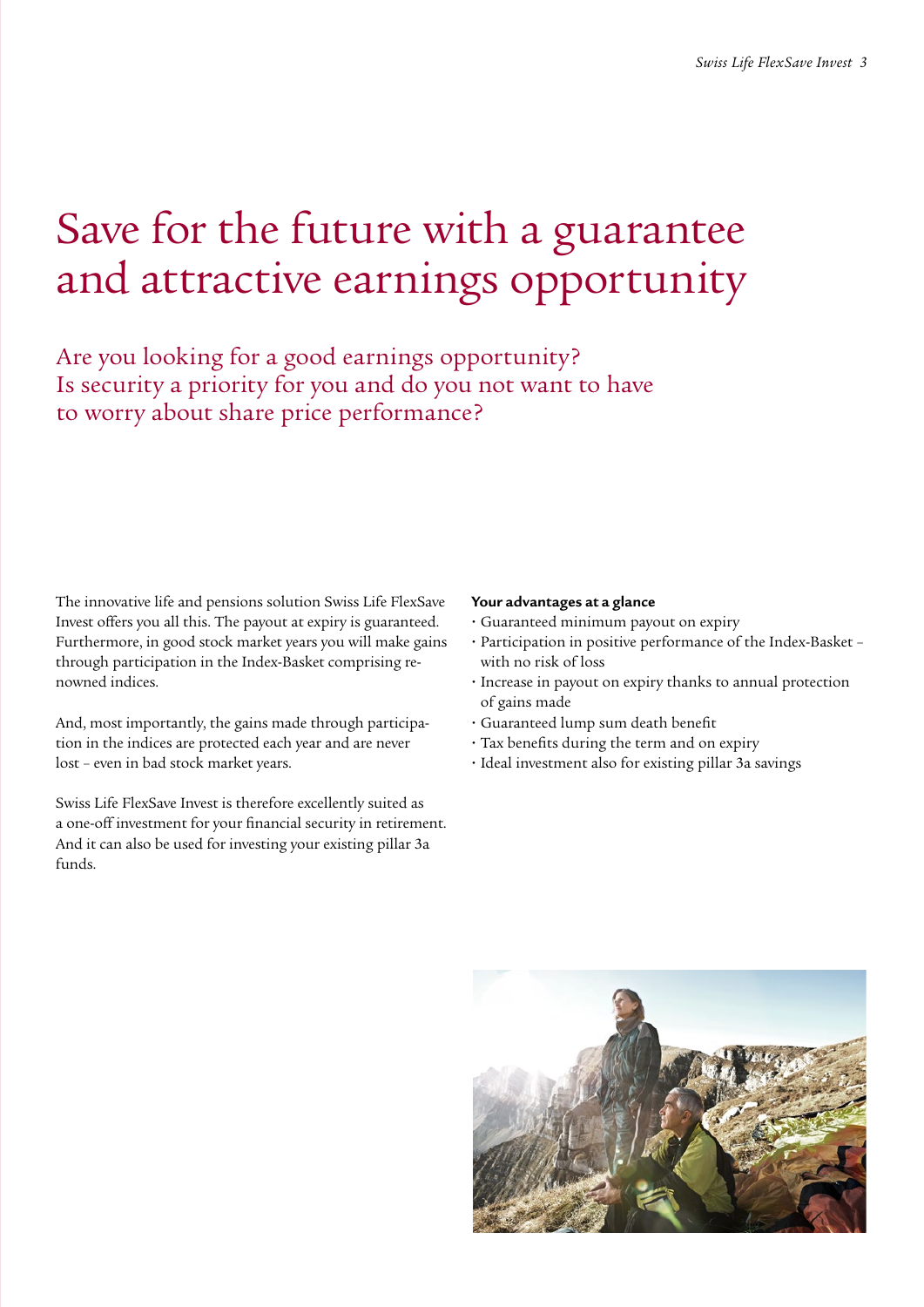# Save for the future with a guarantee and attractive earnings opportunity

## Are you looking for a good earnings opportunity? Is security a priority for you and do you not want to have to worry about share price performance?

The innovative life and pensions solution Swiss Life FlexSave Invest offers you all this. The payout at expiry is guaranteed. Furthermore, in good stock market years you will make gains through participation in the Index-Basket comprising renowned indices.

And, most importantly, the gains made through participation in the indices are protected each year and are never lost – even in bad stock market years.

Swiss Life FlexSave Invest is therefore excellently suited as a one-off investment for your financial security in retirement. And it can also be used for investing your existing pillar 3a funds.

**Your advantages at a glance**

- Guaranteed minimum payout on expiry
- Participation in positive performance of the Index-Basket – with no risk of loss
- Increase in payout on expiry thanks to annual protection of gains made
- Guaranteed lump sum death benefit
- Tax benefits during the term and on expiry
- Ideal investment also for existing pillar 3a savings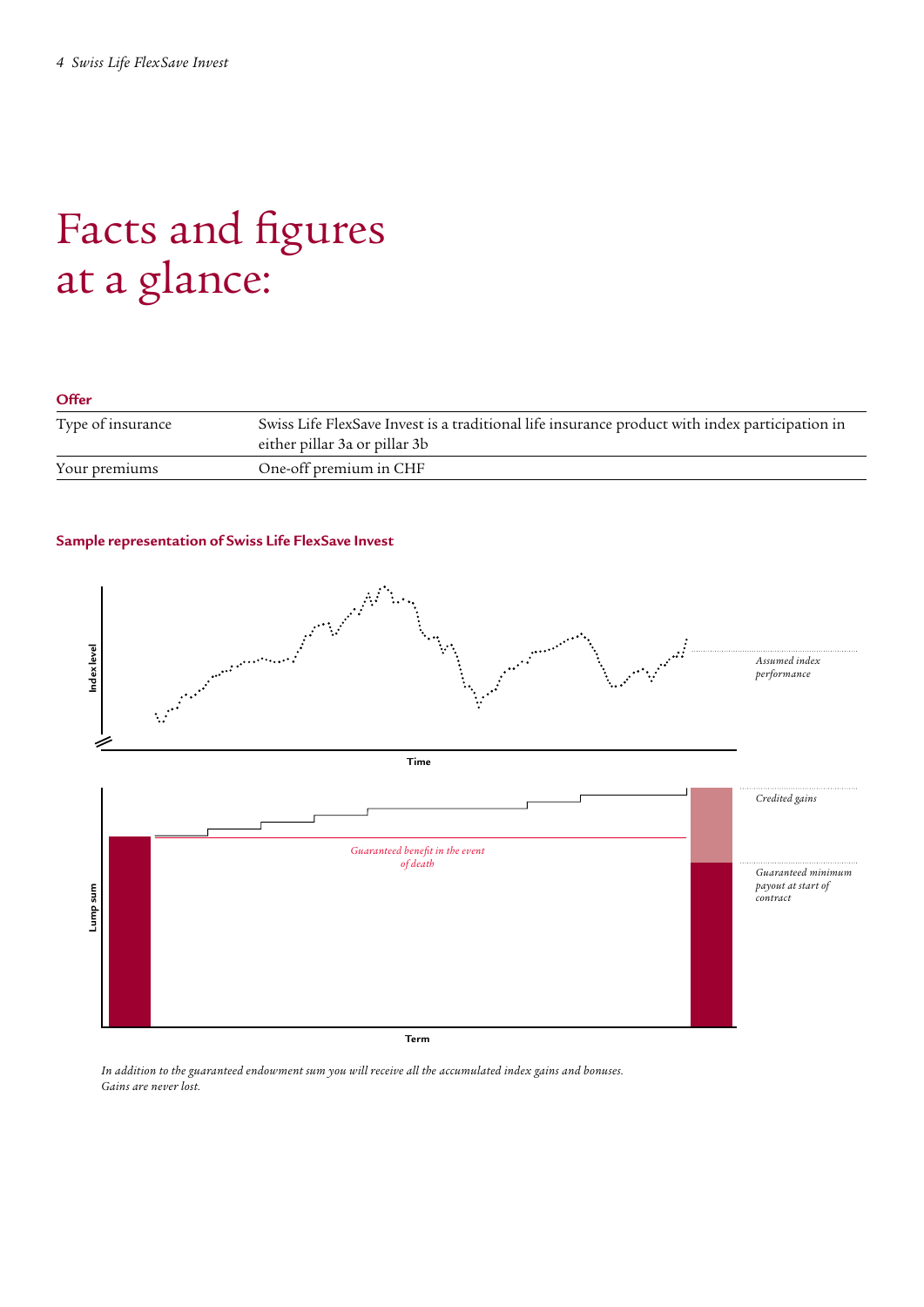# Facts and figures at a glance:

**Offer**

| | |
|---|---|
| Type of insurance | Swiss Life FlexSave Invest is a traditional life insurance product with index participation in either pillar 3a or pillar 3b |
| Your premiums | One-off premium in CHF |

**Sample representation of Swiss Life FlexSave Invest**

Index level

Time

*Assumed index performance*

Lump sum

Term

*Guaranteed benefit in the event of death*

*Credited gains*

*Guaranteed minimum payout at start of contract*

*In addition to the guaranteed endowment sum you will receive all the accumulated index gains and bonuses. Gains are never lost.*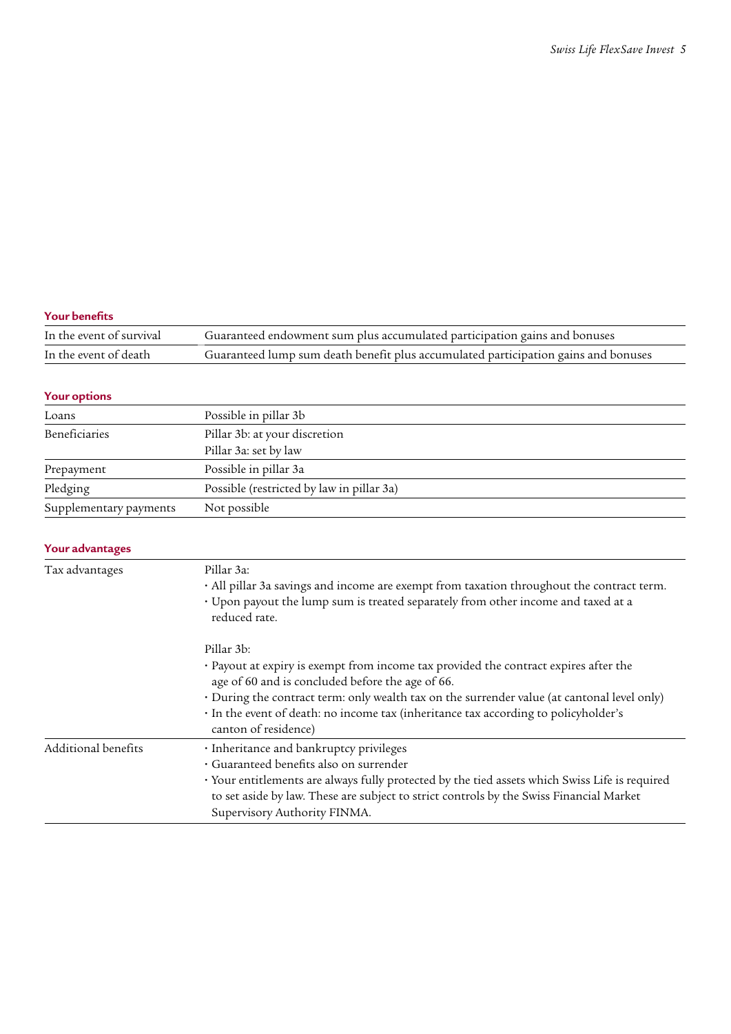### Your benefits

| | |
|---|---|
| In the event of survival | Guaranteed endowment sum plus accumulated participation gains and bonuses |
| In the event of death | Guaranteed lump sum death benefit plus accumulated participation gains and bonuses |

### Your options

| | |
|---|---|
| Loans | Possible in pillar 3b |
| Beneficiaries | Pillar 3b: at your discretion<br>Pillar 3a: set by law |
| Prepayment | Possible in pillar 3a |
| Pledging | Possible (restricted by law in pillar 3a) |
| Supplementary payments | Not possible |

### Your advantages

| | |
|---|---|
| Tax advantages | Pillar 3a:<br>· All pillar 3a savings and income are exempt from taxation throughout the contract term.<br>· Upon payout the lump sum is treated separately from other income and taxed at a reduced rate.<br><br>Pillar 3b:<br>· Payout at expiry is exempt from income tax provided the contract expires after the age of 60 and is concluded before the age of 66.<br>· During the contract term: only wealth tax on the surrender value (at cantonal level only)<br>· In the event of death: no income tax (inheritance tax according to policyholder's canton of residence) |
| Additional benefits | · Inheritance and bankruptcy privileges<br>· Guaranteed benefits also on surrender<br>· Your entitlements are always fully protected by the tied assets which Swiss Life is required to set aside by law. These are subject to strict controls by the Swiss Financial Market Supervisory Authority FINMA. |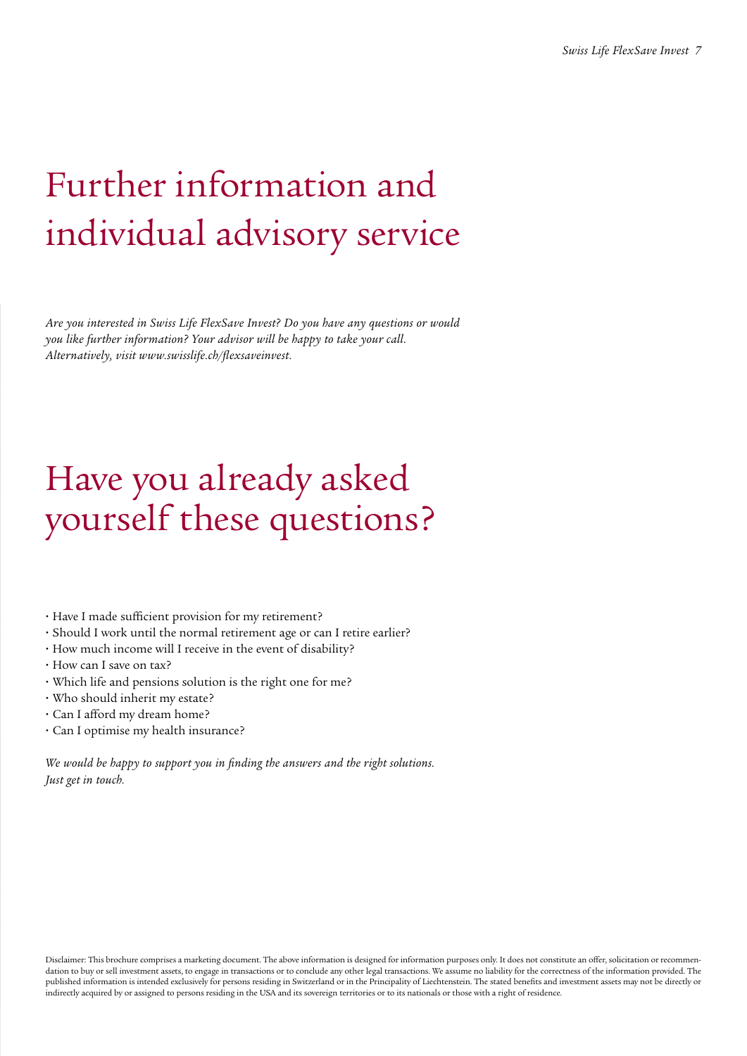# Further information and individual advisory service

*Are you interested in Swiss Life FlexSave Invest? Do you have any questions or would you like further information? Your advisor will be happy to take your call. Alternatively, visit www.swisslife.ch/flexsaveinvest.*

# Have you already asked yourself these questions?

- Have I made sufficient provision for my retirement?
- Should I work until the normal retirement age or can I retire earlier?
- How much income will I receive in the event of disability?
- How can I save on tax?
- Which life and pensions solution is the right one for me?
- Who should inherit my estate?
- Can I afford my dream home?
- Can I optimise my health insurance?

*We would be happy to support you in finding the answers and the right solutions. Just get in touch.*

Disclaimer: This brochure comprises a marketing document. The above information is designed for information purposes only. It does not constitute an offer, solicitation or recommendation to buy or sell investment assets, to engage in transactions or to conclude any other legal transactions. We assume no liability for the correctness of the information provided. The published information is intended exclusively for persons residing in Switzerland or in the Principality of Liechtenstein. The stated benefits and investment assets may not be directly or indirectly acquired by or assigned to persons residing in the USA and its sovereign territories or to its nationals or those with a right of residence.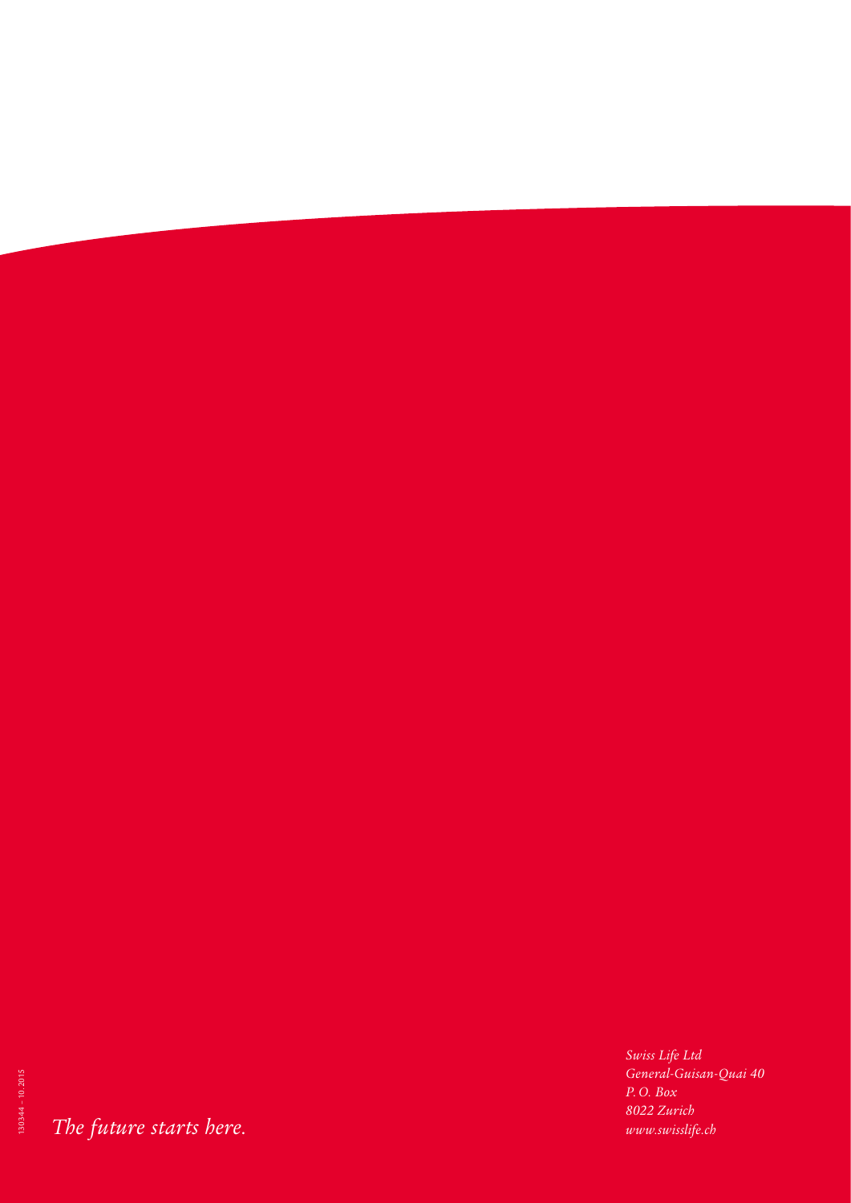*The future starts here.*

*Swiss Life Ltd*
*General-Guisan-Quai 40*
*P. O. Box*
*8022 Zurich*
*www.swisslife.ch*

130344 – 10.2015